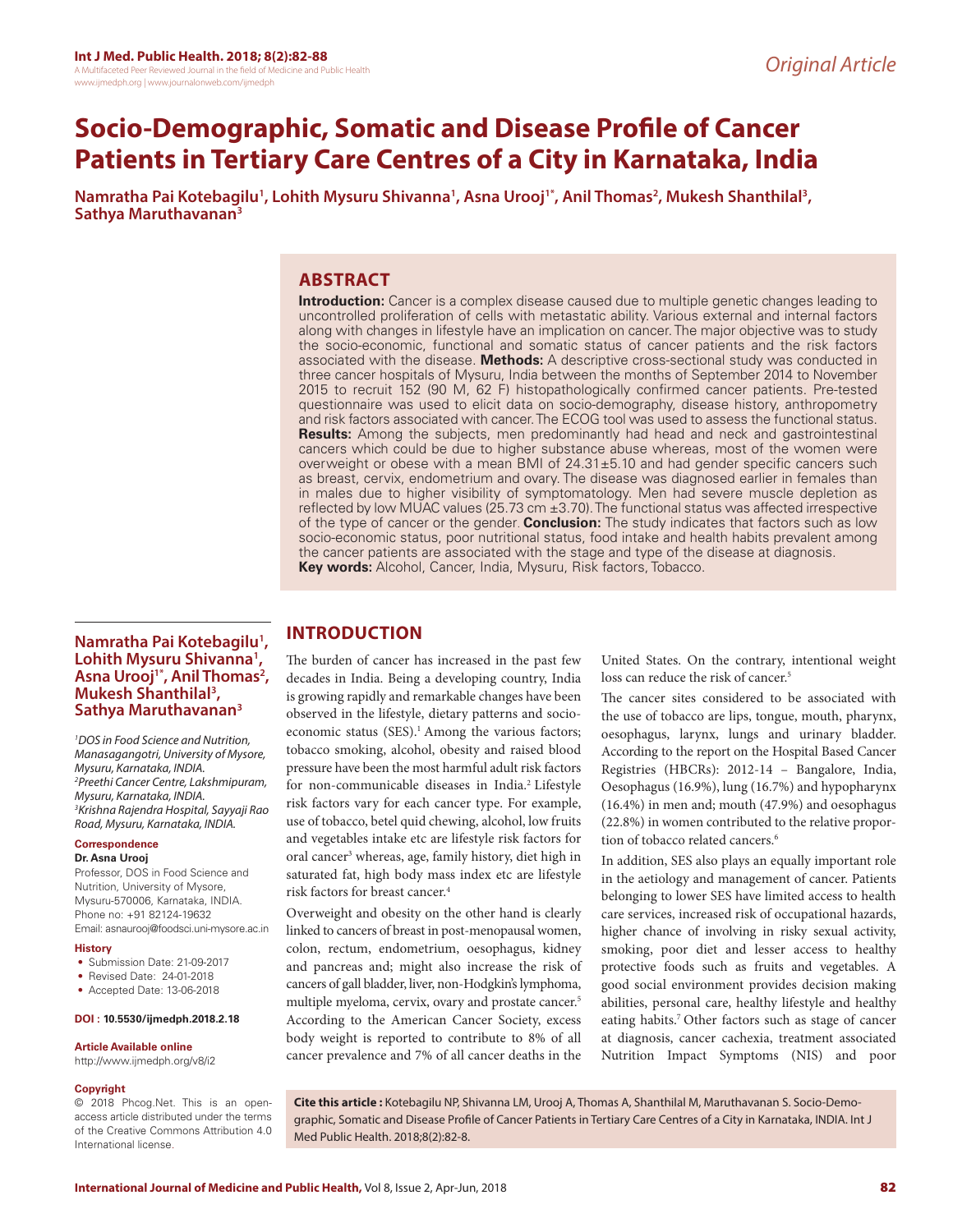Original Article

# Socio-Demographic, Somatic and Disease Profile of Cancer Patients in Tertiary Care Centres of a City in Karnataka, India

**Namratha Pai Kotebagilu[1], Lohith Mysuru Shivanna[1], Asna Urooj[1*], Anil Thomas[2], Mukesh Shanthilal[3], Sathya Maruthavanan[3]**

## ABSTRACT

**Introduction:** Cancer is a complex disease caused due to multiple genetic changes leading to uncontrolled proliferation of cells with metastatic ability. Various external and internal factors along with changes in lifestyle have an implication on cancer. The major objective was to study the socio-economic, functional and somatic status of cancer patients and the risk factors associated with the disease. **Methods:** A descriptive cross-sectional study was conducted in three cancer hospitals of Mysuru, India between the months of September 2014 to November 2015 to recruit 152 (90 M, 62 F) histopathologically confirmed cancer patients. Pre-tested questionnaire was used to elicit data on socio-demography, disease history, anthropometry and risk factors associated with cancer. The ECOG tool was used to assess the functional status. **Results:** Among the subjects, men predominantly had head and neck and gastrointestinal cancers which could be due to higher substance abuse whereas, most of the women were overweight or obese with a mean BMI of 24.31±5.10 and had gender specific cancers such as breast, cervix, endometrium and ovary. The disease was diagnosed earlier in females than in males due to higher visibility of symptomatology. Men had severe muscle depletion as reflected by low MUAC values (25.73 cm ±3.70). The functional status was affected irrespective of the type of cancer or the gender. **Conclusion:** The study indicates that factors such as low socio-economic status, poor nutritional status, food intake and health habits prevalent among the cancer patients are associated with the stage and type of the disease at diagnosis.
**Key words:** Alcohol, Cancer, India, Mysuru, Risk factors, Tobacco.

**Namratha Pai Kotebagilu[1], Lohith Mysuru Shivanna[1], Asna Urooj[1*], Anil Thomas[2], Mukesh Shanthilal[3], Sathya Maruthavanan[3]**

*[1]DOS in Food Science and Nutrition, Manasagangotri, University of Mysore, Mysuru, Karnataka, INDIA.*
*[2]Preethi Cancer Centre, Lakshmipuram, Mysuru, Karnataka, INDIA.*
*[3]Krishna Rajendra Hospital, Sayyaji Rao Road, Mysuru, Karnataka, INDIA.*

**Correspondence**

**Dr. Asna Urooj**

Professor, DOS in Food Science and Nutrition, University of Mysore, Mysuru-570006, Karnataka, INDIA.
Phone no: +91 82124-19632
Email: asnaurooj@foodsci.uni-mysore.ac.in

**History**

- Submission Date: 21-09-2017
- Revised Date: 24-01-2018
- Accepted Date: 13-06-2018

**DOI : 10.5530/ijmedph.2018.2.18**

**Article Available online**

http://www.ijmedph.org/v8/i2

**Copyright**

© 2018 Phcog.Net. This is an open-access article distributed under the terms of the Creative Commons Attribution 4.0 International license.

## INTRODUCTION

The burden of cancer has increased in the past few decades in India. Being a developing country, India is growing rapidly and remarkable changes have been observed in the lifestyle, dietary patterns and socio-economic status (SES).[1] Among the various factors; tobacco smoking, alcohol, obesity and raised blood pressure have been the most harmful adult risk factors for non-communicable diseases in India.[2] Lifestyle risk factors vary for each cancer type. For example, use of tobacco, betel quid chewing, alcohol, low fruits and vegetables intake etc are lifestyle risk factors for oral cancer[3] whereas, age, family history, diet high in saturated fat, high body mass index etc are lifestyle risk factors for breast cancer.[4]

Overweight and obesity on the other hand is clearly linked to cancers of breast in post-menopausal women, colon, rectum, endometrium, oesophagus, kidney and pancreas and; might also increase the risk of cancers of gall bladder, liver, non-Hodgkin's lymphoma, multiple myeloma, cervix, ovary and prostate cancer.[5] According to the American Cancer Society, excess body weight is reported to contribute to 8% of all cancer prevalence and 7% of all cancer deaths in the United States. On the contrary, intentional weight loss can reduce the risk of cancer.[5]

The cancer sites considered to be associated with the use of tobacco are lips, tongue, mouth, pharynx, oesophagus, larynx, lungs and urinary bladder. According to the report on the Hospital Based Cancer Registries (HBCRs): 2012-14 – Bangalore, India, Oesophagus (16.9%), lung (16.7%) and hypopharynx (16.4%) in men and; mouth (47.9%) and oesophagus (22.8%) in women contributed to the relative proportion of tobacco related cancers.[6]

In addition, SES also plays an equally important role in the aetiology and management of cancer. Patients belonging to lower SES have limited access to health care services, increased risk of occupational hazards, higher chance of involving in risky sexual activity, smoking, poor diet and lesser access to healthy protective foods such as fruits and vegetables. A good social environment provides decision making abilities, personal care, healthy lifestyle and healthy eating habits.[7] Other factors such as stage of cancer at diagnosis, cancer cachexia, treatment associated Nutrition Impact Symptoms (NIS) and poor

**Cite this article :** Kotebagilu NP, Shivanna LM, Urooj A, Thomas A, Shanthilal M, Maruthavanan S. Socio-Demographic, Somatic and Disease Profile of Cancer Patients in Tertiary Care Centres of a City in Karnataka, INDIA. Int J Med Public Health. 2018;8(2):82-8.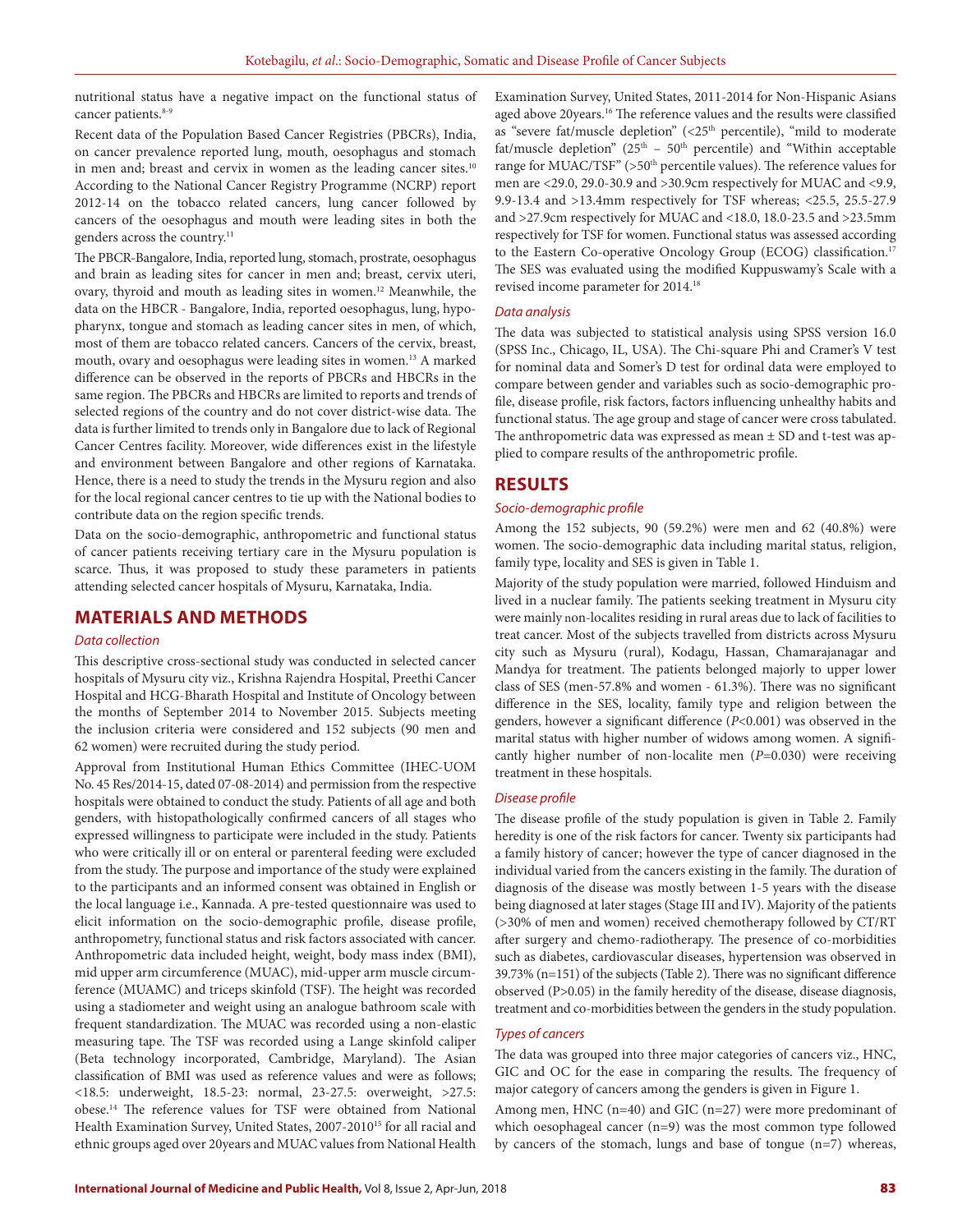nutritional status have a negative impact on the functional status of cancer patients.[8-9]

Recent data of the Population Based Cancer Registries (PBCRs), India, on cancer prevalence reported lung, mouth, oesophagus and stomach in men and; breast and cervix in women as the leading cancer sites.[10] According to the National Cancer Registry Programme (NCRP) report 2012-14 on the tobacco related cancers, lung cancer followed by cancers of the oesophagus and mouth were leading sites in both the genders across the country.[11]

The PBCR-Bangalore, India, reported lung, stomach, prostrate, oesophagus and brain as leading sites for cancer in men and; breast, cervix uteri, ovary, thyroid and mouth as leading sites in women.[12] Meanwhile, the data on the HBCR - Bangalore, India, reported oesophagus, lung, hypopharynx, tongue and stomach as leading cancer sites in men, of which, most of them are tobacco related cancers. Cancers of the cervix, breast, mouth, ovary and oesophagus were leading sites in women.[13] A marked difference can be observed in the reports of PBCRs and HBCRs in the same region. The PBCRs and HBCRs are limited to reports and trends of selected regions of the country and do not cover district-wise data. The data is further limited to trends only in Bangalore due to lack of Regional Cancer Centres facility. Moreover, wide differences exist in the lifestyle and environment between Bangalore and other regions of Karnataka. Hence, there is a need to study the trends in the Mysuru region and also for the local regional cancer centres to tie up with the National bodies to contribute data on the region specific trends.

Data on the socio-demographic, anthropometric and functional status of cancer patients receiving tertiary care in the Mysuru population is scarce. Thus, it was proposed to study these parameters in patients attending selected cancer hospitals of Mysuru, Karnataka, India.

## MATERIALS AND METHODS

### *Data collection*

This descriptive cross-sectional study was conducted in selected cancer hospitals of Mysuru city viz., Krishna Rajendra Hospital, Preethi Cancer Hospital and HCG-Bharath Hospital and Institute of Oncology between the months of September 2014 to November 2015. Subjects meeting the inclusion criteria were considered and 152 subjects (90 men and 62 women) were recruited during the study period.

Approval from Institutional Human Ethics Committee (IHEC-UOM No. 45 Res/2014-15, dated 07-08-2014) and permission from the respective hospitals were obtained to conduct the study. Patients of all age and both genders, with histopathologically confirmed cancers of all stages who expressed willingness to participate were included in the study. Patients who were critically ill or on enteral or parenteral feeding were excluded from the study. The purpose and importance of the study were explained to the participants and an informed consent was obtained in English or the local language i.e., Kannada. A pre-tested questionnaire was used to elicit information on the socio-demographic profile, disease profile, anthropometry, functional status and risk factors associated with cancer. Anthropometric data included height, weight, body mass index (BMI), mid upper arm circumference (MUAC), mid-upper arm muscle circumference (MUAMC) and triceps skinfold (TSF). The height was recorded using a stadiometer and weight using an analogue bathroom scale with frequent standardization. The MUAC was recorded using a non-elastic measuring tape. The TSF was recorded using a Lange skinfold caliper (Beta technology incorporated, Cambridge, Maryland). The Asian classification of BMI was used as reference values and were as follows; <18.5: underweight, 18.5-23: normal, 23-27.5: overweight, >27.5: obese.[14] The reference values for TSF were obtained from National Health Examination Survey, United States, 2007-2010[15] for all racial and ethnic groups aged over 20years and MUAC values from National Health Examination Survey, United States, 2011-2014 for Non-Hispanic Asians aged above 20years.[16] The reference values and the results were classified as "severe fat/muscle depletion" (<25th percentile), "mild to moderate fat/muscle depletion" (25th – 50th percentile) and "Within acceptable range for MUAC/TSF" (>50th percentile values). The reference values for men are <29.0, 29.0-30.9 and >30.9cm respectively for MUAC and <9.9, 9.9-13.4 and >13.4mm respectively for TSF whereas; <25.5, 25.5-27.9 and >27.9cm respectively for MUAC and <18.0, 18.0-23.5 and >23.5mm respectively for TSF for women. Functional status was assessed according to the Eastern Co-operative Oncology Group (ECOG) classification.[17] The SES was evaluated using the modified Kuppuswamy's Scale with a revised income parameter for 2014.[18]

### *Data analysis*

The data was subjected to statistical analysis using SPSS version 16.0 (SPSS Inc., Chicago, IL, USA). The Chi-square Phi and Cramer's V test for nominal data and Somer's D test for ordinal data were employed to compare between gender and variables such as socio-demographic profile, disease profile, risk factors, factors influencing unhealthy habits and functional status. The age group and stage of cancer were cross tabulated. The anthropometric data was expressed as mean ± SD and t-test was applied to compare results of the anthropometric profile.

## RESULTS

### *Socio-demographic profile*

Among the 152 subjects, 90 (59.2%) were men and 62 (40.8%) were women. The socio-demographic data including marital status, religion, family type, locality and SES is given in Table 1.

Majority of the study population were married, followed Hinduism and lived in a nuclear family. The patients seeking treatment in Mysuru city were mainly non-localites residing in rural areas due to lack of facilities to treat cancer. Most of the subjects travelled from districts across Mysuru city such as Mysuru (rural), Kodagu, Hassan, Chamarajanagar and Mandya for treatment. The patients belonged majorly to upper lower class of SES (men-57.8% and women - 61.3%). There was no significant difference in the SES, locality, family type and religion between the genders, however a significant difference ($P$<0.001) was observed in the marital status with higher number of widows among women. A significantly higher number of non-localite men ($P$=0.030) were receiving treatment in these hospitals.

### *Disease profile*

The disease profile of the study population is given in Table 2. Family heredity is one of the risk factors for cancer. Twenty six participants had a family history of cancer; however the type of cancer diagnosed in the individual varied from the cancers existing in the family. The duration of diagnosis of the disease was mostly between 1-5 years with the disease being diagnosed at later stages (Stage III and IV). Majority of the patients (>30% of men and women) received chemotherapy followed by CT/RT after surgery and chemo-radiotherapy. The presence of co-morbidities such as diabetes, cardiovascular diseases, hypertension was observed in 39.73% (n=151) of the subjects (Table 2). There was no significant difference observed (P>0.05) in the family heredity of the disease, disease diagnosis, treatment and co-morbidities between the genders in the study population.

### *Types of cancers*

The data was grouped into three major categories of cancers viz., HNC, GIC and OC for the ease in comparing the results. The frequency of major category of cancers among the genders is given in Figure 1.

Among men, HNC (n=40) and GIC (n=27) were more predominant of which oesophageal cancer (n=9) was the most common type followed by cancers of the stomach, lungs and base of tongue (n=7) whereas,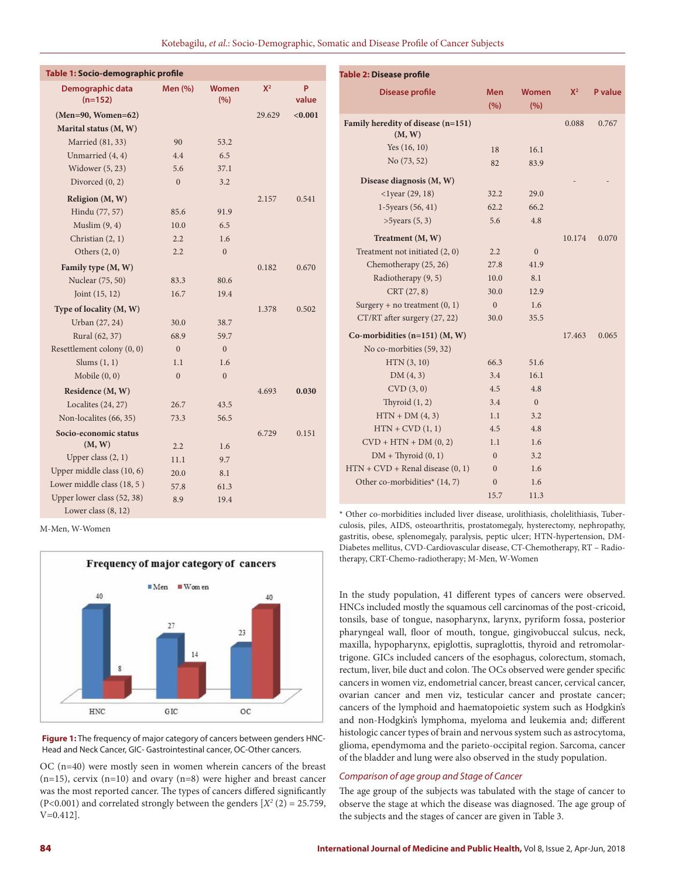**Table 1: Socio-demographic profile**

| Demographic data (n=152) | Men (%) | Women (%) | $X^2$ | P value |
|---|---|---|---|---|
| **(Men=90, Women=62)** | | | 29.629 | **<0.001** |
| **Marital status (M, W)** | | | | |
| Married (81, 33) | 90 | 53.2 | | |
| Unmarried (4, 4) | 4.4 | 6.5 | | |
| Widower (5, 23) | 5.6 | 37.1 | | |
| Divorced (0, 2) | 0 | 3.2 | | |
| **Religion (M, W)** | | | 2.157 | 0.541 |
| Hindu (77, 57) | 85.6 | 91.9 | | |
| Muslim (9, 4) | 10.0 | 6.5 | | |
| Christian (2, 1) | 2.2 | 1.6 | | |
| Others (2, 0) | 2.2 | 0 | | |
| **Family type (M, W)** | | | 0.182 | 0.670 |
| Nuclear (75, 50) | 83.3 | 80.6 | | |
| Joint (15, 12) | 16.7 | 19.4 | | |
| **Type of locality (M, W)** | | | 1.378 | 0.502 |
| Urban (27, 24) | 30.0 | 38.7 | | |
| Rural (62, 37) | 68.9 | 59.7 | | |
| Resettlement colony (0, 0) | 0 | 0 | | |
| Slums (1, 1) | 1.1 | 1.6 | | |
| Mobile (0, 0) | 0 | 0 | | |
| **Residence (M, W)** | | | 4.693 | **0.030** |
| Localites (24, 27) | 26.7 | 43.5 | | |
| Non-localites (66, 35) | 73.3 | 56.5 | | |
| **Socio-economic status (M, W)** | 2.2 | 1.6 | 6.729 | 0.151 |
| Upper class (2, 1) | 11.1 | 9.7 | | |
| Upper middle class (10, 6) | 20.0 | 8.1 | | |
| Lower middle class (18, 5) | 57.8 | 61.3 | | |
| Upper lower class (52, 38) | 8.9 | 19.4 | | |
| Lower class (8, 12) | | | | |

M-Men, W-Women

Figure 1: The frequency of major category of cancers between genders HNC-Head and Neck Cancer, GIC- Gastrointestinal cancer, OC-Other cancers.

OC (n=40) were mostly seen in women wherein cancers of the breast (n=15), cervix (n=10) and ovary (n=8) were higher and breast cancer was the most reported cancer. The types of cancers differed significantly (P<0.001) and correlated strongly between the genders [$X^2$ (2) = 25.759, V=0.412].

**Table 2: Disease profile**

| Disease profile | Men (%) | Women (%) | $X^2$ | P value |
|---|---|---|---|---|
| **Family heredity of disease (n=151) (M, W)** | | | 0.088 | 0.767 |
| Yes (16, 10) | 18 | 16.1 | | |
| No (73, 52) | 82 | 83.9 | | |
| **Disease diagnosis (M, W)** | | | - | - |
| <1year (29, 18) | 32.2 | 29.0 | | |
| 1-5years (56, 41) | 62.2 | 66.2 | | |
| >5years (5, 3) | 5.6 | 4.8 | | |
| **Treatment (M, W)** | | | 10.174 | 0.070 |
| Treatment not initiated (2, 0) | 2.2 | 0 | | |
| Chemotherapy (25, 26) | 27.8 | 41.9 | | |
| Radiotherapy (9, 5) | 10.0 | 8.1 | | |
| CRT (27, 8) | 30.0 | 12.9 | | |
| Surgery + no treatment (0, 1) | 0 | 1.6 | | |
| CT/RT after surgery (27, 22) | 30.0 | 35.5 | | |
| **Co-morbidities (n=151) (M, W)** | | | 17.463 | 0.065 |
| No co-morbities (59, 32) | | | | |
| HTN (3, 10) | 66.3 | 51.6 | | |
| DM (4, 3) | 3.4 | 16.1 | | |
| CVD (3, 0) | 4.5 | 4.8 | | |
| Thyroid (1, 2) | 3.4 | 0 | | |
| HTN + DM (4, 3) | 1.1 | 3.2 | | |
| HTN + CVD (1, 1) | 4.5 | 4.8 | | |
| CVD + HTN + DM (0, 2) | 1.1 | 1.6 | | |
| DM + Thyroid (0, 1) | 0 | 3.2 | | |
| HTN + CVD + Renal disease (0, 1) | 0 | 1.6 | | |
| Other co-morbidities* (14, 7) | 0 | 1.6 | | |
| | 15.7 | 11.3 | | |

\* Other co-morbidities included liver disease, urolithiasis, cholelithiasis, Tuberculosis, piles, AIDS, osteoarthritis, prostatomegaly, hysterectomy, nephropathy, gastritis, obese, splenomegaly, paralysis, peptic ulcer; HTN-hypertension, DM-Diabetes mellitus, CVD-Cardiovascular disease, CT-Chemotherapy, RT – Radiotherapy, CRT-Chemo-radiotherapy; M-Men, W-Women

In the study population, 41 different types of cancers were observed. HNCs included mostly the squamous cell carcinomas of the post-cricoid, tonsils, base of tongue, nasopharynx, larynx, pyriform fossa, posterior pharyngeal wall, floor of mouth, tongue, gingivobuccal sulcus, neck, maxilla, hypopharynx, epiglottis, supraglottis, thyroid and retromolar-trigone. GICs included cancers of the esophagus, colorectum, stomach, rectum, liver, bile duct and colon. The OCs observed were gender specific cancers in women viz, endometrial cancer, breast cancer, cervical cancer, ovarian cancer and men viz, testicular cancer and prostate cancer; cancers of the lymphoid and haematopoietic system such as Hodgkin's and non-Hodgkin's lymphoma, myeloma and leukemia and; different histologic cancer types of brain and nervous system such as astrocytoma, glioma, ependymoma and the parieto-occipital region. Sarcoma, cancer of the bladder and lung were also observed in the study population.

### *Comparison of age group and Stage of Cancer*

The age group of the subjects was tabulated with the stage of cancer to observe the stage at which the disease was diagnosed. The age group of the subjects and the stages of cancer are given in Table 3.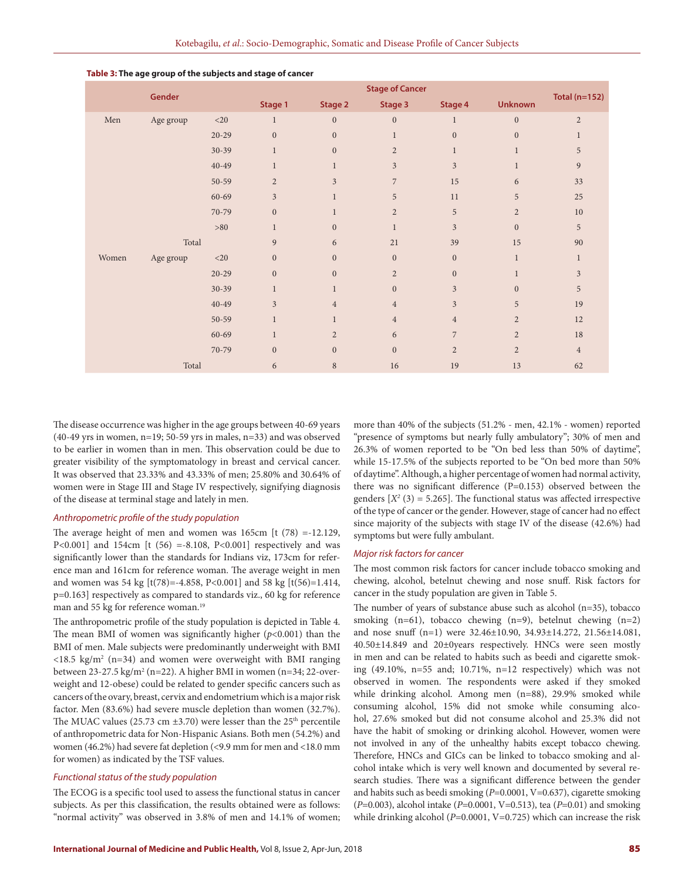**Table 3: The age group of the subjects and stage of cancer**

| Gender | | | Stage of Cancer | | | | | Total (n=152) |
|---|---|---|---|---|---|---|---|---|
| | | | Stage 1 | Stage 2 | Stage 3 | Stage 4 | Unknown | |
| Men | Age group | <20 | 1 | 0 | 0 | 1 | 0 | 2 |
| | | 20-29 | 0 | 0 | 1 | 0 | 0 | 1 |
| | | 30-39 | 1 | 0 | 2 | 1 | 1 | 5 |
| | | 40-49 | 1 | 1 | 3 | 3 | 1 | 9 |
| | | 50-59 | 2 | 3 | 7 | 15 | 6 | 33 |
| | | 60-69 | 3 | 1 | 5 | 11 | 5 | 25 |
| | | 70-79 | 0 | 1 | 2 | 5 | 2 | 10 |
| | | >80 | 1 | 0 | 1 | 3 | 0 | 5 |
| | Total | | 9 | 6 | 21 | 39 | 15 | 90 |
| Women | Age group | <20 | 0 | 0 | 0 | 0 | 1 | 1 |
| | | 20-29 | 0 | 0 | 2 | 0 | 1 | 3 |
| | | 30-39 | 1 | 1 | 0 | 3 | 0 | 5 |
| | | 40-49 | 3 | 4 | 4 | 3 | 5 | 19 |
| | | 50-59 | 1 | 1 | 4 | 4 | 2 | 12 |
| | | 60-69 | 1 | 2 | 6 | 7 | 2 | 18 |
| | | 70-79 | 0 | 0 | 0 | 2 | 2 | 4 |
| | Total | | 6 | 8 | 16 | 19 | 13 | 62 |

The disease occurrence was higher in the age groups between 40-69 years (40-49 yrs in women, n=19; 50-59 yrs in males, n=33) and was observed to be earlier in women than in men. This observation could be due to greater visibility of the symptomatology in breast and cervical cancer. It was observed that 23.33% and 43.33% of men; 25.80% and 30.64% of women were in Stage III and Stage IV respectively, signifying diagnosis of the disease at terminal stage and lately in men.

### Anthropometric profile of the study population

The average height of men and women was 165cm [t (78) =-12.129, P<0.001] and 154cm [t (56) =-8.108, P<0.001] respectively and was significantly lower than the standards for Indians viz, 173cm for reference man and 161cm for reference woman. The average weight in men and women was 54 kg [t(78)=-4.858, P<0.001] and 58 kg [t(56)=1.414, p=0.163] respectively as compared to standards viz., 60 kg for reference man and 55 kg for reference woman.[19]

The anthropometric profile of the study population is depicted in Table 4. The mean BMI of women was significantly higher ($p$<0.001) than the BMI of men. Male subjects were predominantly underweight with BMI <18.5 kg/m$^2$ (n=34) and women were overweight with BMI ranging between 23-27.5 kg/m$^2$ (n=22). A higher BMI in women (n=34; 22-overweight and 12-obese) could be related to gender specific cancers such as cancers of the ovary, breast, cervix and endometrium which is a major risk factor. Men (83.6%) had severe muscle depletion than women (32.7%). The MUAC values (25.73 cm ±3.70) were lesser than the 25$^{th}$ percentile of anthropometric data for Non-Hispanic Asians. Both men (54.2%) and women (46.2%) had severe fat depletion (<9.9 mm for men and <18.0 mm for women) as indicated by the TSF values.

### Functional status of the study population

The ECOG is a specific tool used to assess the functional status in cancer subjects. As per this classification, the results obtained were as follows: "normal activity" was observed in 3.8% of men and 14.1% of women; more than 40% of the subjects (51.2% - men, 42.1% - women) reported "presence of symptoms but nearly fully ambulatory"; 30% of men and 26.3% of women reported to be "On bed less than 50% of daytime", while 15-17.5% of the subjects reported to be "On bed more than 50% of daytime". Although, a higher percentage of women had normal activity, there was no significant difference (P=0.153) observed between the genders [$X^2$ (3) = 5.265]. The functional status was affected irrespective of the type of cancer or the gender. However, stage of cancer had no effect since majority of the subjects with stage IV of the disease (42.6%) had symptoms but were fully ambulant.

### Major risk factors for cancer

The most common risk factors for cancer include tobacco smoking and chewing, alcohol, betelnut chewing and nose snuff. Risk factors for cancer in the study population are given in Table 5.

The number of years of substance abuse such as alcohol (n=35), tobacco smoking (n=61), tobacco chewing (n=9), betelnut chewing (n=2) and nose snuff (n=1) were 32.46±10.90, 34.93±14.272, 21.56±14.081, 40.50±14.849 and 20±0years respectively. HNCs were seen mostly in men and can be related to habits such as beedi and cigarette smoking (49.10%, n=55 and; 10.71%, n=12 respectively) which was not observed in women. The respondents were asked if they smoked while drinking alcohol. Among men (n=88), 29.9% smoked while consuming alcohol, 15% did not smoke while consuming alcohol, 27.6% smoked but did not consume alcohol and 25.3% did not have the habit of smoking or drinking alcohol. However, women were not involved in any of the unhealthy habits except tobacco chewing. Therefore, HNCs and GICs can be linked to tobacco smoking and alcohol intake which is very well known and documented by several research studies. There was a significant difference between the gender and habits such as beedi smoking ($P$=0.0001, V=0.637), cigarette smoking ($P$=0.003), alcohol intake ($P$=0.0001, V=0.513), tea ($P$=0.01) and smoking while drinking alcohol ($P$=0.0001, V=0.725) which can increase the risk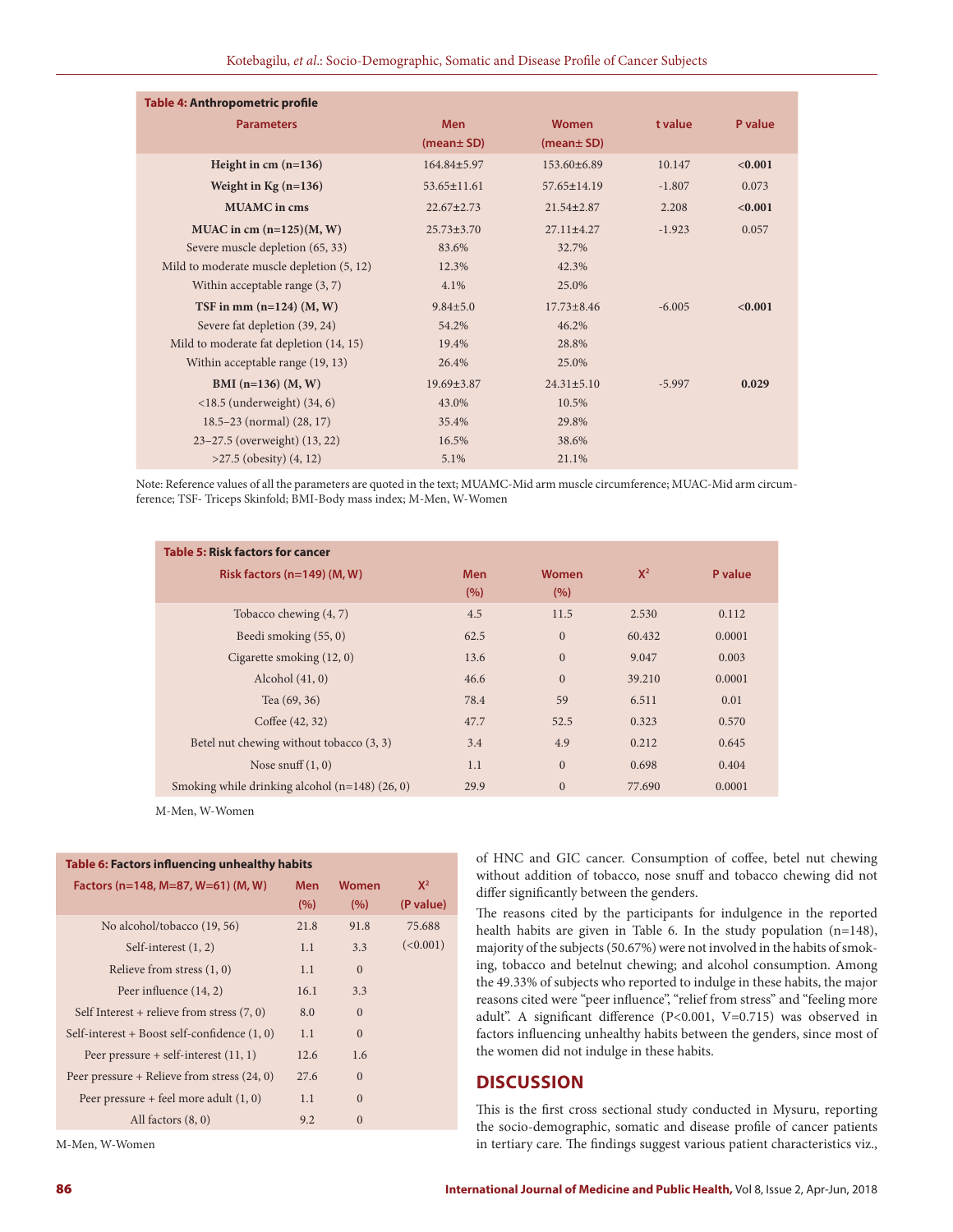**Table 4: Anthropometric profile**

| Parameters | Men (mean± SD) | Women (mean± SD) | t value | P value |
|---|---|---|---|---|
| **Height in cm (n=136)** | 164.84±5.97 | 153.60±6.89 | 10.147 | **<0.001** |
| **Weight in Kg (n=136)** | 53.65±11.61 | 57.65±14.19 | -1.807 | 0.073 |
| **MUAMC in cms** | 22.67±2.73 | 21.54±2.87 | 2.208 | **<0.001** |
| **MUAC in cm (n=125)(M, W)** | 25.73±3.70 | 27.11±4.27 | -1.923 | 0.057 |
| Severe muscle depletion (65, 33) | 83.6% | 32.7% | | |
| Mild to moderate muscle depletion (5, 12) | 12.3% | 42.3% | | |
| Within acceptable range (3, 7) | 4.1% | 25.0% | | |
| **TSF in mm (n=124) (M, W)** | 9.84±5.0 | 17.73±8.46 | -6.005 | **<0.001** |
| Severe fat depletion (39, 24) | 54.2% | 46.2% | | |
| Mild to moderate fat depletion (14, 15) | 19.4% | 28.8% | | |
| Within acceptable range (19, 13) | 26.4% | 25.0% | | |
| **BMI (n=136) (M, W)** | 19.69±3.87 | 24.31±5.10 | -5.997 | **0.029** |
| <18.5 (underweight) (34, 6) | 43.0% | 10.5% | | |
| 18.5–23 (normal) (28, 17) | 35.4% | 29.8% | | |
| 23–27.5 (overweight) (13, 22) | 16.5% | 38.6% | | |
| >27.5 (obesity) (4, 12) | 5.1% | 21.1% | | |

Note: Reference values of all the parameters are quoted in the text; MUAMC-Mid arm muscle circumference; MUAC-Mid arm circumference; TSF- Triceps Skinfold; BMI-Body mass index; M-Men, W-Women

**Table 5: Risk factors for cancer**

| Risk factors (n=149) (M, W) | Men (%) | Women (%) | $X^2$ | P value |
|---|---|---|---|---|
| Tobacco chewing (4, 7) | 4.5 | 11.5 | 2.530 | 0.112 |
| Beedi smoking (55, 0) | 62.5 | 0 | 60.432 | 0.0001 |
| Cigarette smoking (12, 0) | 13.6 | 0 | 9.047 | 0.003 |
| Alcohol (41, 0) | 46.6 | 0 | 39.210 | 0.0001 |
| Tea (69, 36) | 78.4 | 59 | 6.511 | 0.01 |
| Coffee (42, 32) | 47.7 | 52.5 | 0.323 | 0.570 |
| Betel nut chewing without tobacco (3, 3) | 3.4 | 4.9 | 0.212 | 0.645 |
| Nose snuff (1, 0) | 1.1 | 0 | 0.698 | 0.404 |
| Smoking while drinking alcohol (n=148) (26, 0) | 29.9 | 0 | 77.690 | 0.0001 |

M-Men, W-Women

**Table 6: Factors influencing unhealthy habits**

| Factors (n=148, M=87, W=61) (M, W) | Men (%) | Women (%) | $X^2$ (P value) |
|---|---|---|---|
| No alcohol/tobacco (19, 56) | 21.8 | 91.8 | 75.688 |
| Self-interest (1, 2) | 1.1 | 3.3 | (<0.001) |
| Relieve from stress (1, 0) | 1.1 | 0 | |
| Peer influence (14, 2) | 16.1 | 3.3 | |
| Self Interest + relieve from stress (7, 0) | 8.0 | 0 | |
| Self-interest + Boost self-confidence (1, 0) | 1.1 | 0 | |
| Peer pressure + self-interest (11, 1) | 12.6 | 1.6 | |
| Peer pressure + Relieve from stress (24, 0) | 27.6 | 0 | |
| Peer pressure + feel more adult (1, 0) | 1.1 | 0 | |
| All factors (8, 0) | 9.2 | 0 | |

M-Men, W-Women

of HNC and GIC cancer. Consumption of coffee, betel nut chewing without addition of tobacco, nose snuff and tobacco chewing did not differ significantly between the genders.

The reasons cited by the participants for indulgence in the reported health habits are given in Table 6. In the study population (n=148), majority of the subjects (50.67%) were not involved in the habits of smoking, tobacco and betelnut chewing; and alcohol consumption. Among the 49.33% of subjects who reported to indulge in these habits, the major reasons cited were "peer influence", "relief from stress" and "feeling more adult". A significant difference (P<0.001, V=0.715) was observed in factors influencing unhealthy habits between the genders, since most of the women did not indulge in these habits.

## DISCUSSION

This is the first cross sectional study conducted in Mysuru, reporting the socio-demographic, somatic and disease profile of cancer patients in tertiary care. The findings suggest various patient characteristics viz.,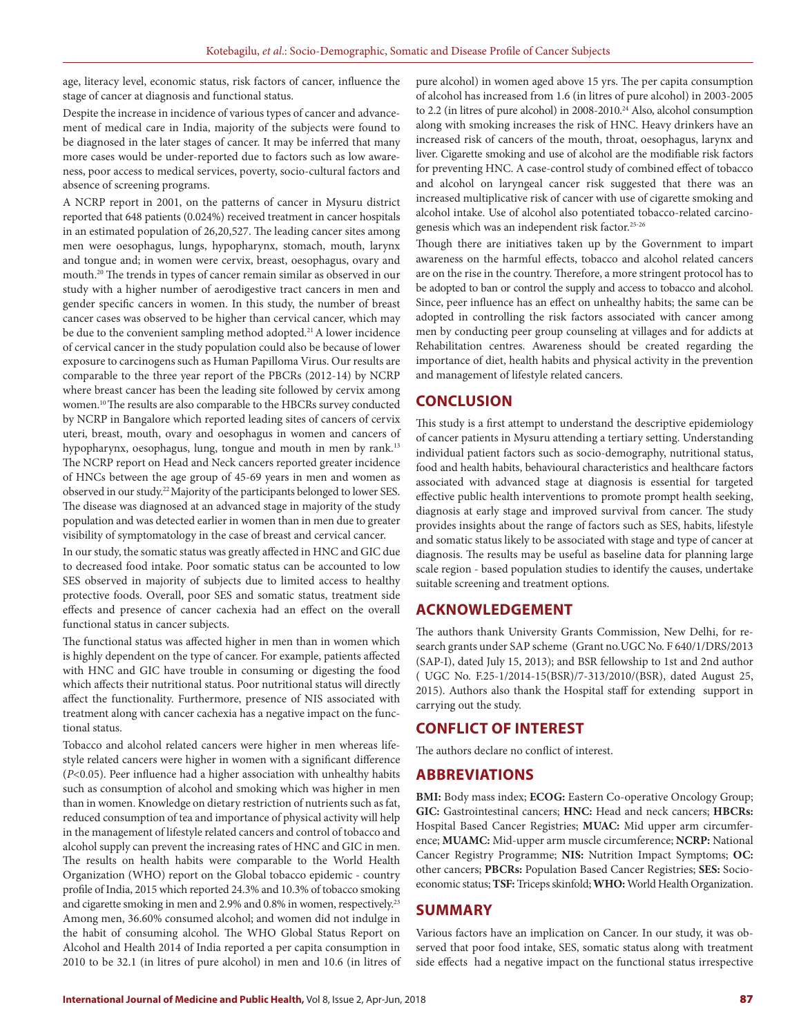age, literacy level, economic status, risk factors of cancer, influence the stage of cancer at diagnosis and functional status.

Despite the increase in incidence of various types of cancer and advancement of medical care in India, majority of the subjects were found to be diagnosed in the later stages of cancer. It may be inferred that many more cases would be under-reported due to factors such as low awareness, poor access to medical services, poverty, socio-cultural factors and absence of screening programs.

A NCRP report in 2001, on the patterns of cancer in Mysuru district reported that 648 patients (0.024%) received treatment in cancer hospitals in an estimated population of 26,20,527. The leading cancer sites among men were oesophagus, lungs, hypopharynx, stomach, mouth, larynx and tongue and; in women were cervix, breast, oesophagus, ovary and mouth.[20] The trends in types of cancer remain similar as observed in our study with a higher number of aerodigestive tract cancers in men and gender specific cancers in women. In this study, the number of breast cancer cases was observed to be higher than cervical cancer, which may be due to the convenient sampling method adopted.[21] A lower incidence of cervical cancer in the study population could also be because of lower exposure to carcinogens such as Human Papilloma Virus. Our results are comparable to the three year report of the PBCRs (2012-14) by NCRP where breast cancer has been the leading site followed by cervix among women.[10] The results are also comparable to the HBCRs survey conducted by NCRP in Bangalore which reported leading sites of cancers of cervix uteri, breast, mouth, ovary and oesophagus in women and cancers of hypopharynx, oesophagus, lung, tongue and mouth in men by rank.[13] The NCRP report on Head and Neck cancers reported greater incidence of HNCs between the age group of 45-69 years in men and women as observed in our study.[22] Majority of the participants belonged to lower SES. The disease was diagnosed at an advanced stage in majority of the study population and was detected earlier in women than in men due to greater visibility of symptomatology in the case of breast and cervical cancer.

In our study, the somatic status was greatly affected in HNC and GIC due to decreased food intake. Poor somatic status can be accounted to low SES observed in majority of subjects due to limited access to healthy protective foods. Overall, poor SES and somatic status, treatment side effects and presence of cancer cachexia had an effect on the overall functional status in cancer subjects.

The functional status was affected higher in men than in women which is highly dependent on the type of cancer. For example, patients affected with HNC and GIC have trouble in consuming or digesting the food which affects their nutritional status. Poor nutritional status will directly affect the functionality. Furthermore, presence of NIS associated with treatment along with cancer cachexia has a negative impact on the functional status.

Tobacco and alcohol related cancers were higher in men whereas lifestyle related cancers were higher in women with a significant difference ($P<0.05$). Peer influence had a higher association with unhealthy habits such as consumption of alcohol and smoking which was higher in men than in women. Knowledge on dietary restriction of nutrients such as fat, reduced consumption of tea and importance of physical activity will help in the management of lifestyle related cancers and control of tobacco and alcohol supply can prevent the increasing rates of HNC and GIC in men. The results on health habits were comparable to the World Health Organization (WHO) report on the Global tobacco epidemic - country profile of India, 2015 which reported 24.3% and 10.3% of tobacco smoking and cigarette smoking in men and 2.9% and 0.8% in women, respectively.[23] Among men, 36.60% consumed alcohol; and women did not indulge in the habit of consuming alcohol. The WHO Global Status Report on Alcohol and Health 2014 of India reported a per capita consumption in 2010 to be 32.1 (in litres of pure alcohol) in men and 10.6 (in litres of pure alcohol) in women aged above 15 yrs. The per capita consumption of alcohol has increased from 1.6 (in litres of pure alcohol) in 2003-2005 to 2.2 (in litres of pure alcohol) in 2008-2010.[24] Also, alcohol consumption along with smoking increases the risk of HNC. Heavy drinkers have an increased risk of cancers of the mouth, throat, oesophagus, larynx and liver. Cigarette smoking and use of alcohol are the modifiable risk factors for preventing HNC. A case-control study of combined effect of tobacco and alcohol on laryngeal cancer risk suggested that there was an increased multiplicative risk of cancer with use of cigarette smoking and alcohol intake. Use of alcohol also potentiated tobacco-related carcinogenesis which was an independent risk factor.[25-26]

Though there are initiatives taken up by the Government to impart awareness on the harmful effects, tobacco and alcohol related cancers are on the rise in the country. Therefore, a more stringent protocol has to be adopted to ban or control the supply and access to tobacco and alcohol. Since, peer influence has an effect on unhealthy habits; the same can be adopted in controlling the risk factors associated with cancer among men by conducting peer group counseling at villages and for addicts at Rehabilitation centres. Awareness should be created regarding the importance of diet, health habits and physical activity in the prevention and management of lifestyle related cancers.

## CONCLUSION

This study is a first attempt to understand the descriptive epidemiology of cancer patients in Mysuru attending a tertiary setting. Understanding individual patient factors such as socio-demography, nutritional status, food and health habits, behavioural characteristics and healthcare factors associated with advanced stage at diagnosis is essential for targeted effective public health interventions to promote prompt health seeking, diagnosis at early stage and improved survival from cancer. The study provides insights about the range of factors such as SES, habits, lifestyle and somatic status likely to be associated with stage and type of cancer at diagnosis. The results may be useful as baseline data for planning large scale region - based population studies to identify the causes, undertake suitable screening and treatment options.

## ACKNOWLEDGEMENT

The authors thank University Grants Commission, New Delhi, for research grants under SAP scheme (Grant no.UGC No. F 640/1/DRS/2013 (SAP-I), dated July 15, 2013); and BSR fellowship to 1st and 2nd author ( UGC No. F.25-1/2014-15(BSR)/7-313/2010/(BSR), dated August 25, 2015). Authors also thank the Hospital staff for extending support in carrying out the study.

## CONFLICT OF INTEREST

The authors declare no conflict of interest.

## ABBREVIATIONS

**BMI:** Body mass index; **ECOG:** Eastern Co-operative Oncology Group; **GIC:** Gastrointestinal cancers; **HNC:** Head and neck cancers; **HBCRs:** Hospital Based Cancer Registries; **MUAC:** Mid upper arm circumference; **MUAMC:** Mid-upper arm muscle circumference; **NCRP:** National Cancer Registry Programme; **NIS:** Nutrition Impact Symptoms; **OC:** other cancers; **PBCRs:** Population Based Cancer Registries; **SES:** Socio-economic status; **TSF:** Triceps skinfold; **WHO:** World Health Organization.

## SUMMARY

Various factors have an implication on Cancer. In our study, it was observed that poor food intake, SES, somatic status along with treatment side effects had a negative impact on the functional status irrespective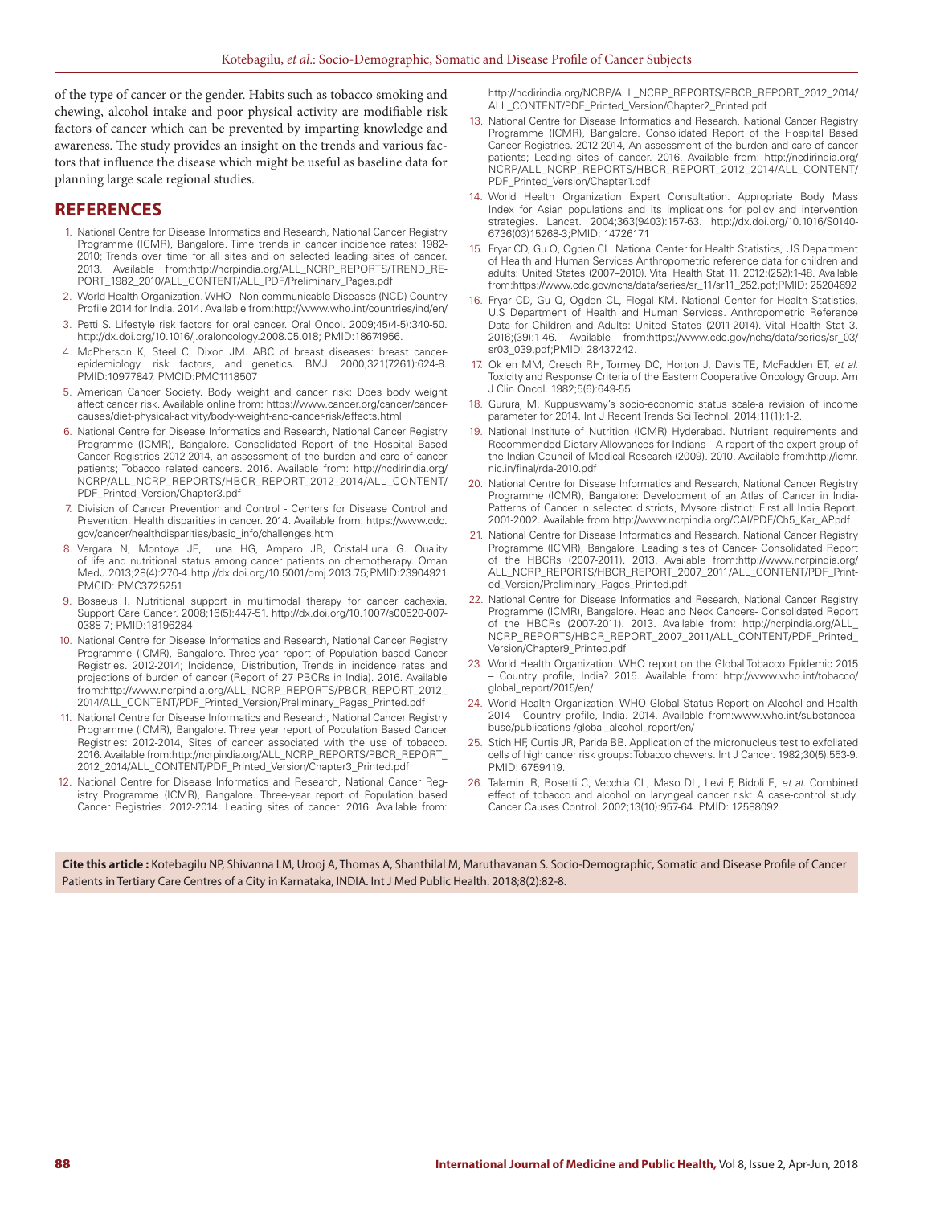of the type of cancer or the gender. Habits such as tobacco smoking and chewing, alcohol intake and poor physical activity are modifiable risk factors of cancer which can be prevented by imparting knowledge and awareness. The study provides an insight on the trends and various factors that influence the disease which might be useful as baseline data for planning large scale regional studies.

## REFERENCES

1. National Centre for Disease Informatics and Research, National Cancer Registry Programme (ICMR), Bangalore. Time trends in cancer incidence rates: 1982-2010; Trends over time for all sites and on selected leading sites of cancer. 2013. Available from:http://ncrpindia.org/ALL_NCRP_REPORTS/TREND_REPORT_1982_2010/ALL_CONTENT/ALL_PDF/Preliminary_Pages.pdf
2. World Health Organization. WHO - Non communicable Diseases (NCD) Country Profile 2014 for India. 2014. Available from:http://www.who.int/countries/ind/en/
3. Petti S. Lifestyle risk factors for oral cancer. Oral Oncol. 2009;45(4-5):340-50. http://dx.doi.org/10.1016/j.oraloncology.2008.05.018; PMID:18674956.
4. McPherson K, Steel C, Dixon JM. ABC of breast diseases: breast cancer-epidemiology, risk factors, and genetics. BMJ. 2000;321(7261):624-8. PMID:10977847, PMCID:PMC1118507
5. American Cancer Society. Body weight and cancer risk: Does body weight affect cancer risk. Available online from: https://www.cancer.org/cancer/cancer-causes/diet-physical-activity/body-weight-and-cancer-risk/effects.html
6. National Centre for Disease Informatics and Research, National Cancer Registry Programme (ICMR), Bangalore. Consolidated Report of the Hospital Based Cancer Registries 2012-2014, an assessment of the burden and care of cancer patients; Tobacco related cancers. 2016. Available from: http://ncdirindia.org/NCRP/ALL_NCRP_REPORTS/HBCR_REPORT_2012_2014/ALL_CONTENT/PDF_Printed_Version/Chapter3.pdf
7. Division of Cancer Prevention and Control - Centers for Disease Control and Prevention. Health disparities in cancer. 2014. Available from: https://www.cdc.gov/cancer/healthdisparities/basic_info/challenges.htm
8. Vergara N, Montoya JE, Luna HG, Amparo JR, Cristal-Luna G. Quality of life and nutritional status among cancer patients on chemotherapy. Oman Med J. 2013;28(4):270-4. http://dx.doi.org/10.5001/omj.2013.75; PMID:23904921 PMCID: PMC3725251
9. Bosaeus I. Nutritional support in multimodal therapy for cancer cachexia. Support Care Cancer. 2008;16(5):447-51. http://dx.doi.org/10.1007/s00520-007-0388-7; PMID:18196284
10. National Centre for Disease Informatics and Research, National Cancer Registry Programme (ICMR), Bangalore. Three-year report of Population based Cancer Registries. 2012-2014; Incidence, Distribution, Trends in incidence rates and projections of burden of cancer (Report of 27 PBCRs in India). 2016. Available from:http://www.ncrpindia.org/ALL_NCRP_REPORTS/PBCR_REPORT_2012_2014/ALL_CONTENT/PDF_Printed_Version/Preliminary_Pages_Printed.pdf
11. National Centre for Disease Informatics and Research, National Cancer Registry Programme (ICMR), Bangalore. Three year report of Population Based Cancer Registries: 2012-2014, Sites of cancer associated with the use of tobacco. 2016. Available from:http://ncrpindia.org/ALL_NCRP_REPORTS/PBCR_REPORT_2012_2014/ALL_CONTENT/PDF_Printed_Version/Chapter3_Printed.pdf
12. National Centre for Disease Informatics and Research, National Cancer Registry Programme (ICMR), Bangalore. Three-year report of Population based Cancer Registries. 2012-2014; Leading sites of cancer. 2016. Available from: http://ncdirindia.org/NCRP/ALL_NCRP_REPORTS/PBCR_REPORT_2012_2014/ALL_CONTENT/PDF_Printed_Version/Chapter2_Printed.pdf
13. National Centre for Disease Informatics and Research, National Cancer Registry Programme (ICMR), Bangalore. Consolidated Report of the Hospital Based Cancer Registries. 2012-2014, An assessment of the burden and care of cancer patients; Leading sites of cancer. 2016. Available from: http://ncdirindia.org/NCRP/ALL_NCRP_REPORTS/HBCR_REPORT_2012_2014/ALL_CONTENT/PDF_Printed_Version/Chapter1.pdf
14. World Health Organization Expert Consultation. Appropriate Body Mass Index for Asian populations and its implications for policy and intervention strategies. Lancet. 2004;363(9403):157-63. http://dx.doi.org/10.1016/S0140-6736(03)15268-3;PMID: 14726171
15. Fryar CD, Gu Q, Ogden CL. National Center for Health Statistics, US Department of Health and Human Services Anthropometric reference data for children and adults: United States (2007–2010). Vital Health Stat 11. 2012;(252):1-48. Available from:https://www.cdc.gov/nchs/data/series/sr_11/sr11_252.pdf;PMID: 25204692
16. Fryar CD, Gu Q, Ogden CL, Flegal KM. National Center for Health Statistics, U.S Department of Health and Human Services. Anthropometric Reference Data for Children and Adults: United States (2011-2014). Vital Health Stat 3. 2016;(39):1-46. Available from:https://www.cdc.gov/nchs/data/series/sr_03/sr03_039.pdf;PMID: 28437242.
17. Ok en MM, Creech RH, Tormey DC, Horton J, Davis TE, McFadden ET, *et al.* Toxicity and Response Criteria of the Eastern Cooperative Oncology Group. Am J Clin Oncol. 1982;5(6):649-55.
18. Gururaj M. Kuppuswamy's socio-economic status scale-a revision of income parameter for 2014. Int J Recent Trends Sci Technol. 2014;11(1):1-2.
19. National Institute of Nutrition (ICMR) Hyderabad. Nutrient requirements and Recommended Dietary Allowances for Indians – A report of the expert group of the Indian Council of Medical Research (2009). 2010. Available from:http://icmr.nic.in/final/rda-2010.pdf
20. National Centre for Disease Informatics and Research, National Cancer Registry Programme (ICMR), Bangalore: Development of an Atlas of Cancer in India-Patterns of Cancer in selected districts, Mysore district: First all India Report. 2001-2002. Available from:http://www.ncrpindia.org/CAI/PDF/Ch5_Kar_AP.pdf
21. National Centre for Disease Informatics and Research, National Cancer Registry Programme (ICMR), Bangalore. Leading sites of Cancer- Consolidated Report of the HBCRs (2007-2011). 2013. Available from:http://www.ncrpindia.org/ALL_NCRP_REPORTS/HBCR_REPORT_2007_2011/ALL_CONTENT/PDF_Printed_Version/Preliminary_Pages_Printed.pdf
22. National Centre for Disease Informatics and Research, National Cancer Registry Programme (ICMR), Bangalore. Head and Neck Cancers- Consolidated Report of the HBCRs (2007-2011). 2013. Available from: http://ncrpindia.org/ALL_NCRP_REPORTS/HBCR_REPORT_2007_2011/ALL_CONTENT/PDF_Printed_Version/Chapter9_Printed.pdf
23. World Health Organization. WHO report on the Global Tobacco Epidemic 2015 – Country profile, India? 2015. Available from: http://www.who.int/tobacco/global_report/2015/en/
24. World Health Organization. WHO Global Status Report on Alcohol and Health 2014 - Country profile, India. 2014. Available from:www.who.int/substanceabuse/publications /global_alcohol_report/en/
25. Stich HF, Curtis JR, Parida BB. Application of the micronucleus test to exfoliated cells of high cancer risk groups: Tobacco chewers. Int J Cancer. 1982;30(5):553-9. PMID: 6759419.
26. Talamini R, Bosetti C, Vecchia CL, Maso DL, Levi F, Bidoli E, *et al.* Combined effect of tobacco and alcohol on laryngeal cancer risk: A case-control study. Cancer Causes Control. 2002;13(10):957-64. PMID: 12588092.

**Cite this article :** Kotebagilu NP, Shivanna LM, Urooj A, Thomas A, Shanthilal M, Maruthavanan S. Socio-Demographic, Somatic and Disease Profile of Cancer Patients in Tertiary Care Centres of a City in Karnataka, INDIA. Int J Med Public Health. 2018;8(2):82-8.